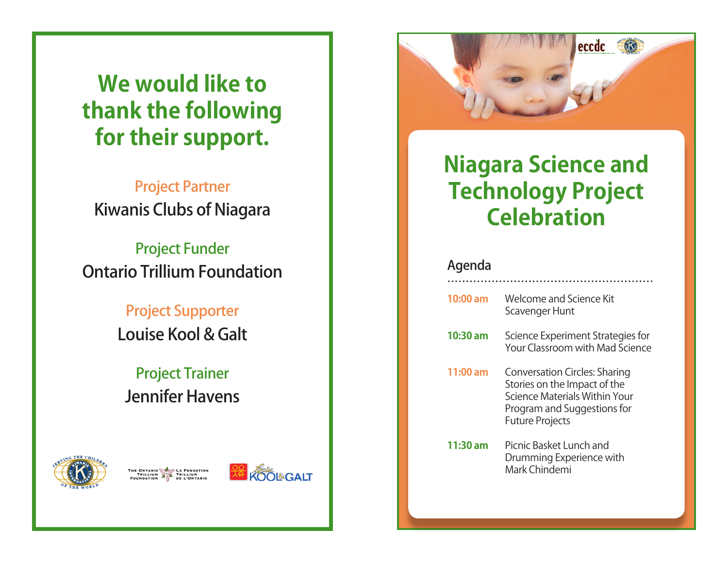# We would like to thank the following for their support.

Project Partner

Kiwanis Clubs of Niagara

Project Funder

Ontario Trillium Foundation

Project Supporter

Louise Kool & Galt

Project Trainer

Jennifer Havens

# Niagara Science and Technology Project Celebration

## Agenda

| | |
|---|---|
| **10:00 am** | Welcome and Science Kit Scavenger Hunt |
| **10:30 am** | Science Experiment Strategies for Your Classroom with Mad Science |
| **11:00 am** | Conversation Circles: Sharing Stories on the Impact of the Science Materials Within Your Program and Suggestions for Future Projects |
| **11:30 am** | Picnic Basket Lunch and Drumming Experience with Mark Chindemi |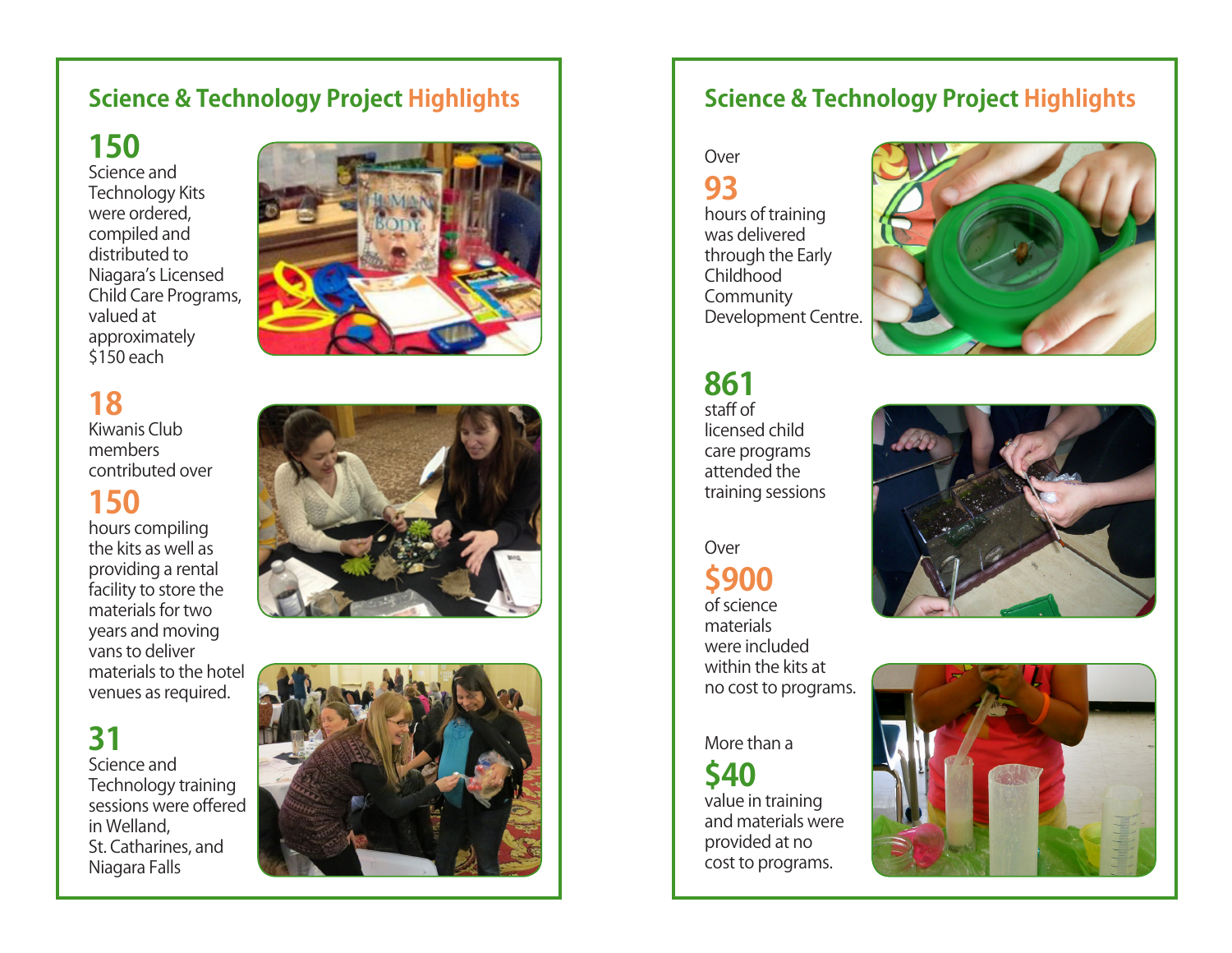## Science & Technology Project Highlights

**150**
Science and Technology Kits were ordered, compiled and distributed to Niagara's Licensed Child Care Programs, valued at approximately $150 each

**18**
Kiwanis Club members contributed over

**150**
hours compiling the kits as well as providing a rental facility to store the materials for two years and moving vans to deliver materials to the hotel venues as required.

**31**
Science and Technology training sessions were offered in Welland, St. Catharines, and Niagara Falls

## Science & Technology Project Highlights

Over
**93**
hours of training was delivered through the Early Childhood Community Development Centre.

**861**
staff of licensed child care programs attended the training sessions

Over
**$900**
of science materials were included within the kits at no cost to programs.

More than a
**$40**
value in training and materials were provided at no cost to programs.